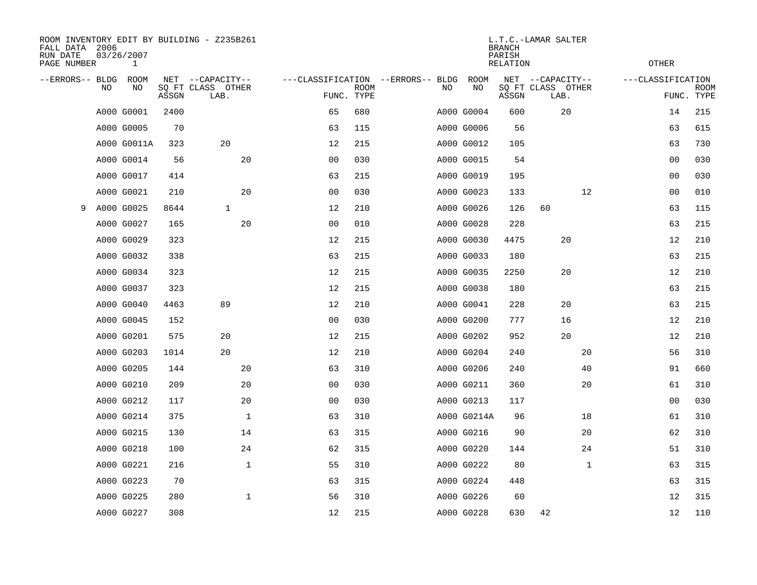ROOM INVENTORY EDIT BY BUILDING - Z235B261
FALL DATA 2006
RUN DATE 03/26/2007
PAGE NUMBER 1

L.T.C.-LAMAR SALTER
BRANCH
PARISH
RELATION
OTHER

| --ERRORS-- | BLDG NO | ROOM NO | NET SQ FT ASSGN | CAPACITY CLASS | CAPACITY LAB. | CAPACITY OTHER | CLASSIFICATION FUNC. | ROOM TYPE | --ERRORS-- | BLDG NO | ROOM NO | NET SQ FT ASSGN | CAPACITY CLASS | CAPACITY LAB. | CAPACITY OTHER | CLASSIFICATION FUNC. | ROOM TYPE |
|---|---|---|---|---|---|---|---|---|---|---|---|---|---|---|---|---|---|
| | A000 | G0001 | 2400 | | | | 65 | 680 | | A000 | G0004 | 600 | | 20 | | 14 | 215 |
| | A000 | G0005 | 70 | | | | 63 | 115 | | A000 | G0006 | 56 | | | | 63 | 615 |
| | A000 | G0011A | 323 | | 20 | | 12 | 215 | | A000 | G0012 | 105 | | | | 63 | 730 |
| | A000 | G0014 | 56 | | | 20 | 00 | 030 | | A000 | G0015 | 54 | | | | 00 | 030 |
| | A000 | G0017 | 414 | | | | 63 | 215 | | A000 | G0019 | 195 | | | | 00 | 030 |
| | A000 | G0021 | 210 | | | 20 | 00 | 030 | | A000 | G0023 | 133 | | | 12 | 00 | 010 |
| 9 | A000 | G0025 | 8644 | | 1 | | 12 | 210 | | A000 | G0026 | 126 | 60 | | | 63 | 115 |
| | A000 | G0027 | 165 | | | 20 | 00 | 010 | | A000 | G0028 | 228 | | | | 63 | 215 |
| | A000 | G0029 | 323 | | | | 12 | 215 | | A000 | G0030 | 4475 | | 20 | | 12 | 210 |
| | A000 | G0032 | 338 | | | | 63 | 215 | | A000 | G0033 | 180 | | | | 63 | 215 |
| | A000 | G0034 | 323 | | | | 12 | 215 | | A000 | G0035 | 2250 | | 20 | | 12 | 210 |
| | A000 | G0037 | 323 | | | | 12 | 215 | | A000 | G0038 | 180 | | | | 63 | 215 |
| | A000 | G0040 | 4463 | | 89 | | 12 | 210 | | A000 | G0041 | 228 | | 20 | | 63 | 215 |
| | A000 | G0045 | 152 | | | | 00 | 030 | | A000 | G0200 | 777 | | 16 | | 12 | 210 |
| | A000 | G0201 | 575 | | 20 | | 12 | 215 | | A000 | G0202 | 952 | | 20 | | 12 | 210 |
| | A000 | G0203 | 1014 | | 20 | | 12 | 210 | | A000 | G0204 | 240 | | | 20 | 56 | 310 |
| | A000 | G0205 | 144 | | | 20 | 63 | 310 | | A000 | G0206 | 240 | | | 40 | 91 | 660 |
| | A000 | G0210 | 209 | | | 20 | 00 | 030 | | A000 | G0211 | 360 | | | 20 | 61 | 310 |
| | A000 | G0212 | 117 | | | 20 | 00 | 030 | | A000 | G0213 | 117 | | | | 00 | 030 |
| | A000 | G0214 | 375 | | | 1 | 63 | 310 | | A000 | G0214A | 96 | | | 18 | 61 | 310 |
| | A000 | G0215 | 130 | | | 14 | 63 | 315 | | A000 | G0216 | 90 | | | 20 | 62 | 310 |
| | A000 | G0218 | 100 | | | 24 | 62 | 315 | | A000 | G0220 | 144 | | | 24 | 51 | 310 |
| | A000 | G0221 | 216 | | | 1 | 55 | 310 | | A000 | G0222 | 80 | | | 1 | 63 | 315 |
| | A000 | G0223 | 70 | | | | 63 | 315 | | A000 | G0224 | 448 | | | | 63 | 315 |
| | A000 | G0225 | 280 | | | 1 | 56 | 310 | | A000 | G0226 | 60 | | | | 12 | 315 |
| | A000 | G0227 | 308 | | | | 12 | 215 | | A000 | G0228 | 630 | 42 | | | 12 | 110 |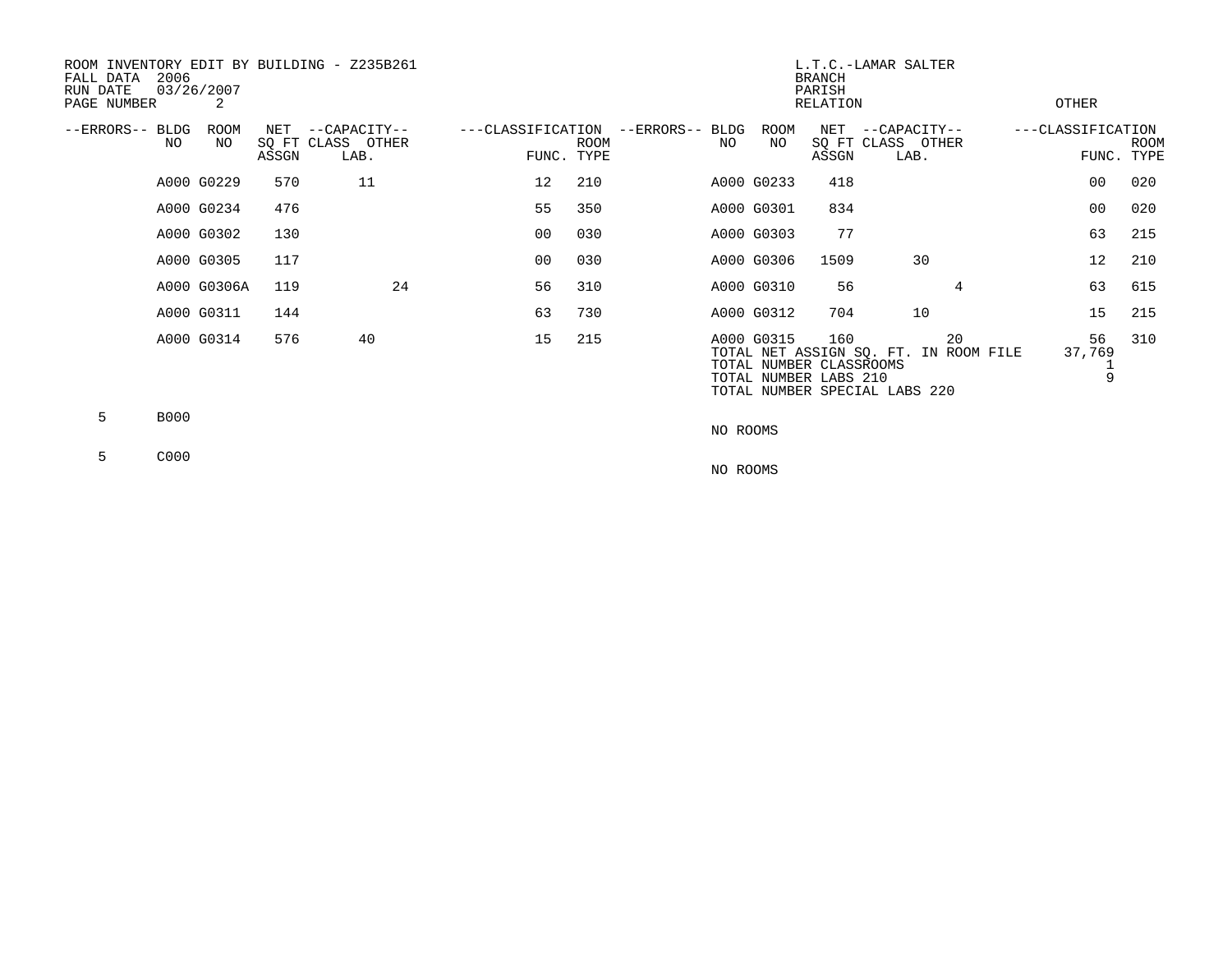ROOM INVENTORY EDIT BY BUILDING - Z235B261
FALL DATA 2006
RUN DATE 03/26/2007
PAGE NUMBER 2

L.T.C.-LAMAR SALTER
BRANCH
PARISH
RELATION
OTHER

| --ERRORS-- | BLDG NO | ROOM NO | NET SQ FT ASSGN | CAPACITY CLASS LAB. | CAPACITY OTHER | CLASSIFICATION FUNC. | ROOM TYPE | --ERRORS-- | BLDG NO | ROOM NO | NET SQ FT ASSGN | CAPACITY CLASS LAB. | CAPACITY OTHER | CLASSIFICATION FUNC. | ROOM TYPE |
|---|---|---|---|---|---|---|---|---|---|---|---|---|---|---|---|
| | A000 | G0229 | 570 | 11 | | 12 | 210 | | A000 | G0233 | 418 | | | 00 | 020 |
| | A000 | G0234 | 476 | | | 55 | 350 | | A000 | G0301 | 834 | | | 00 | 020 |
| | A000 | G0302 | 130 | | | 00 | 030 | | A000 | G0303 | 77 | | | 63 | 215 |
| | A000 | G0305 | 117 | | | 00 | 030 | | A000 | G0306 | 1509 | 30 | | 12 | 210 |
| | A000 | G0306A | 119 | | 24 | 56 | 310 | | A000 | G0310 | 56 | | 4 | 63 | 615 |
| | A000 | G0311 | 144 | | | 63 | 730 | | A000 | G0312 | 704 | 10 | | 15 | 215 |
| | A000 | G0314 | 576 | 40 | | 15 | 215 | | A000 | G0315 | 160 | | 20 | 56 | 310 |

TOTAL NET ASSIGN SQ. FT. IN ROOM FILE 37,769
TOTAL NUMBER CLASSROOMS 1
TOTAL NUMBER LABS 210 9
TOTAL NUMBER SPECIAL LABS 220

5 B000

NO ROOMS

5 C000

NO ROOMS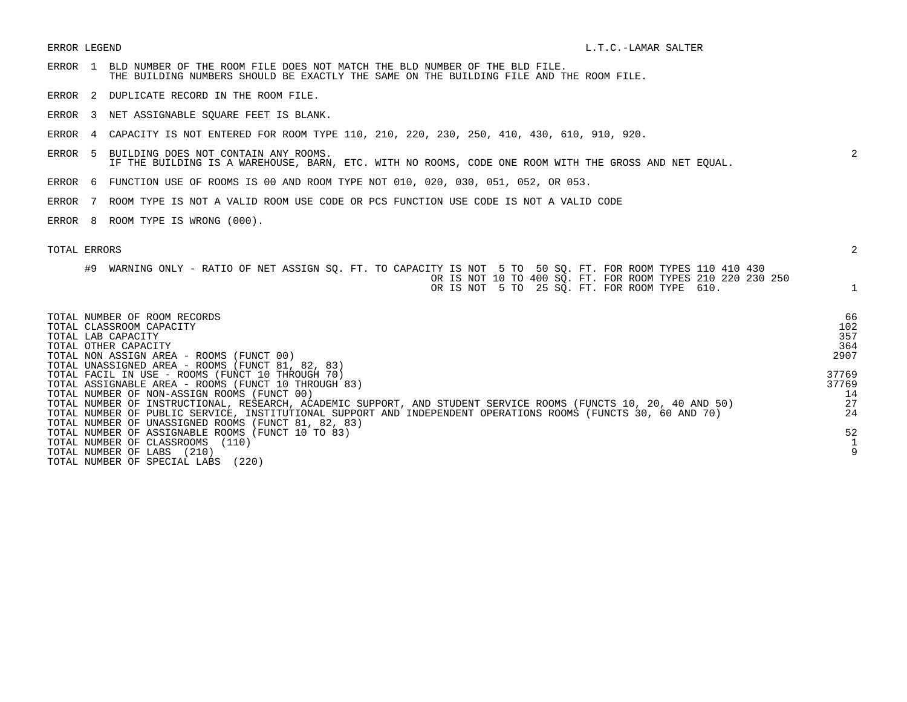ERROR LEGEND — L.T.C.-LAMAR SALTER

| | | |
|---|---|---|
| ERROR 1 | BLD NUMBER OF THE ROOM FILE DOES NOT MATCH THE BLD NUMBER OF THE BLD FILE. THE BUILDING NUMBERS SHOULD BE EXACTLY THE SAME ON THE BUILDING FILE AND THE ROOM FILE. | |
| ERROR 2 | DUPLICATE RECORD IN THE ROOM FILE. | |
| ERROR 3 | NET ASSIGNABLE SQUARE FEET IS BLANK. | |
| ERROR 4 | CAPACITY IS NOT ENTERED FOR ROOM TYPE 110, 210, 220, 230, 250, 410, 430, 610, 910, 920. | |
| ERROR 5 | BUILDING DOES NOT CONTAIN ANY ROOMS. IF THE BUILDING IS A WAREHOUSE, BARN, ETC. WITH NO ROOMS, CODE ONE ROOM WITH THE GROSS AND NET EQUAL. | 2 |
| ERROR 6 | FUNCTION USE OF ROOMS IS 00 AND ROOM TYPE NOT 010, 020, 030, 051, 052, OR 053. | |
| ERROR 7 | ROOM TYPE IS NOT A VALID ROOM USE CODE OR PCS FUNCTION USE CODE IS NOT A VALID CODE | |
| ERROR 8 | ROOM TYPE IS WRONG (000). | |
| TOTAL ERRORS | | 2 |
| #9 | WARNING ONLY - RATIO OF NET ASSIGN SQ. FT. TO CAPACITY IS NOT 5 TO 50 SQ. FT. FOR ROOM TYPES 110 410 430 OR IS NOT 10 TO 400 SQ. FT. FOR ROOM TYPES 210 220 230 250 OR IS NOT 5 TO 25 SQ. FT. FOR ROOM TYPE 610. | 1 |

| | |
|---|---|
| TOTAL NUMBER OF ROOM RECORDS | 66 |
| TOTAL CLASSROOM CAPACITY | 102 |
| TOTAL LAB CAPACITY | 357 |
| TOTAL OTHER CAPACITY | 364 |
| TOTAL NON ASSIGN AREA - ROOMS (FUNCT 00) | 2907 |
| TOTAL UNASSIGNED AREA - ROOMS (FUNCT 81, 82, 83) | |
| TOTAL FACIL IN USE - ROOMS (FUNCT 10 THROUGH 70) | 37769 |
| TOTAL ASSIGNABLE AREA - ROOMS (FUNCT 10 THROUGH 83) | 37769 |
| TOTAL NUMBER OF NON-ASSIGN ROOMS (FUNCT 00) | 14 |
| TOTAL NUMBER OF INSTRUCTIONAL, RESEARCH, ACADEMIC SUPPORT, AND STUDENT SERVICE ROOMS (FUNCTS 10, 20, 40 AND 50) | 27 |
| TOTAL NUMBER OF PUBLIC SERVICE, INSTITUTIONAL SUPPORT AND INDEPENDENT OPERATIONS ROOMS (FUNCTS 30, 60 AND 70) | 24 |
| TOTAL NUMBER OF UNASSIGNED ROOMS (FUNCT 81, 82, 83) | |
| TOTAL NUMBER OF ASSIGNABLE ROOMS (FUNCT 10 TO 83) | 52 |
| TOTAL NUMBER OF CLASSROOMS (110) | 1 |
| TOTAL NUMBER OF LABS (210) | 9 |
| TOTAL NUMBER OF SPECIAL LABS (220) | |